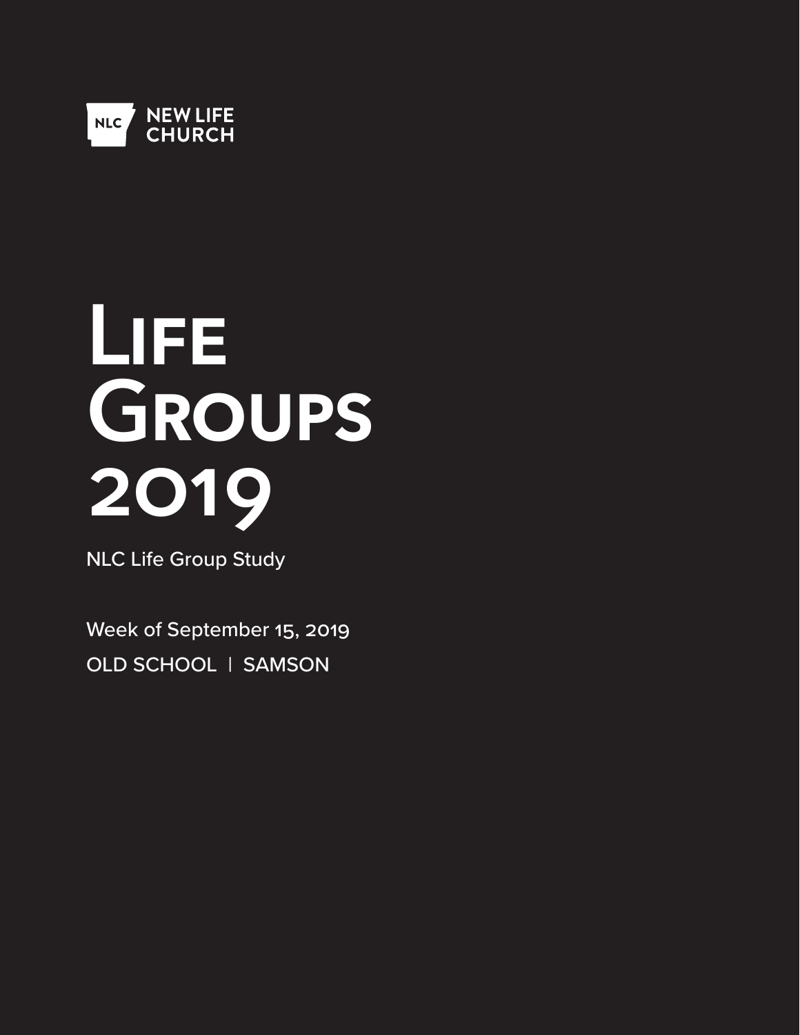NLC NEW LIFE CHURCH

# Life Groups 2019

NLC Life Group Study

Week of September 15, 2019

OLD SCHOOL | SAMSON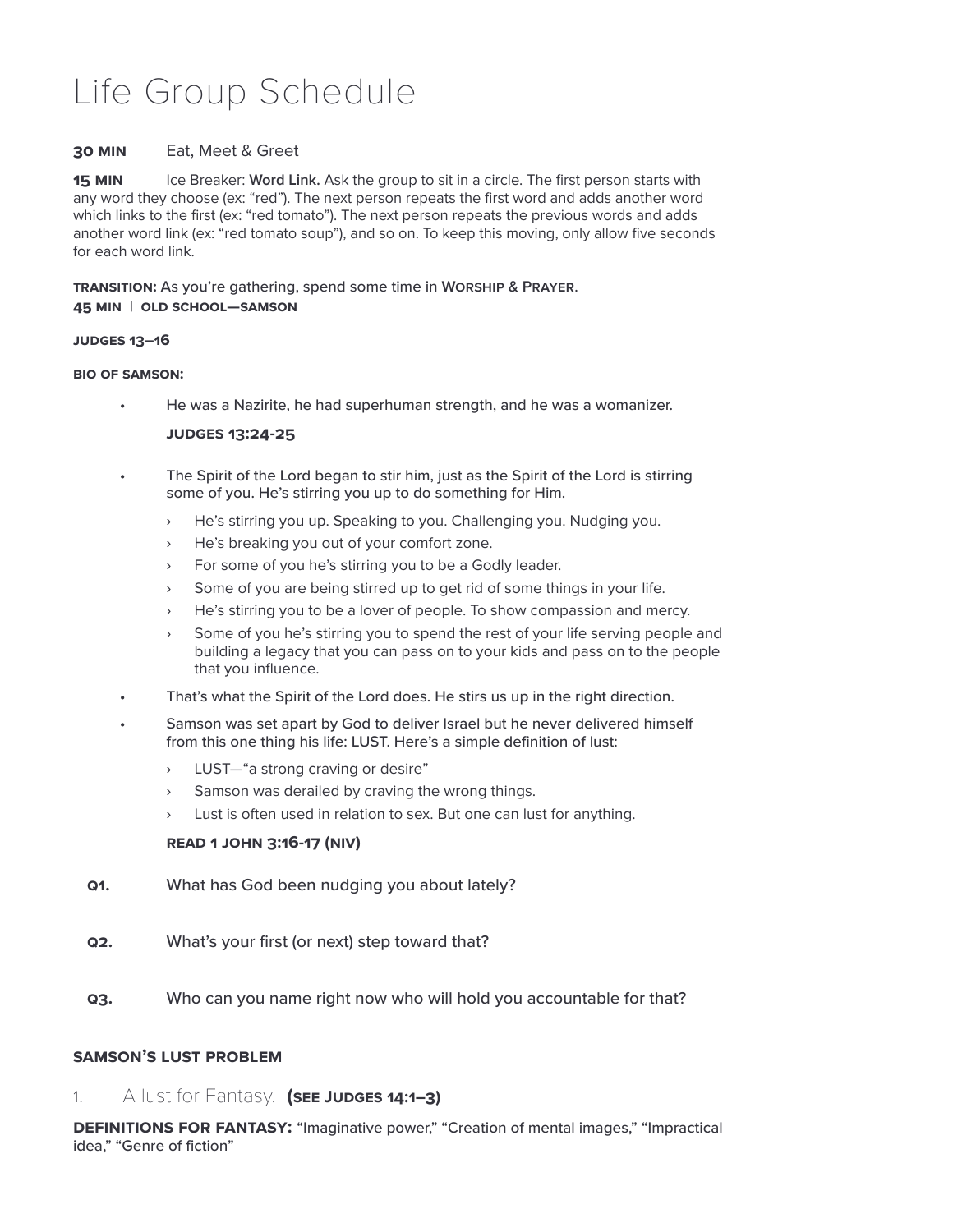# Life Group Schedule

**30 MIN** Eat, Meet & Greet

**15 MIN** Ice Breaker: **Word Link.** Ask the group to sit in a circle. The first person starts with any word they choose (ex: "red"). The next person repeats the first word and adds another word which links to the first (ex: "red tomato"). The next person repeats the previous words and adds another word link (ex: "red tomato soup"), and so on. To keep this moving, only allow five seconds for each word link.

**TRANSITION:** As you're gathering, spend some time in **WORSHIP & PRAYER**.

**45 MIN | OLD SCHOOL—SAMSON**

**JUDGES 13–16**

**BIO OF SAMSON:**

- He was a Nazirite, he had superhuman strength, and he was a womanizer.

  **JUDGES 13:24-25**

- The Spirit of the Lord began to stir him, just as the Spirit of the Lord is stirring some of you. He's stirring you up to do something for Him.
  - He's stirring you up. Speaking to you. Challenging you. Nudging you.
  - He's breaking you out of your comfort zone.
  - For some of you he's stirring you to be a Godly leader.
  - Some of you are being stirred up to get rid of some things in your life.
  - He's stirring you to be a lover of people. To show compassion and mercy.
  - Some of you he's stirring you to spend the rest of your life serving people and building a legacy that you can pass on to your kids and pass on to the people that you influence.
- That's what the Spirit of the Lord does. He stirs us up in the right direction.
- Samson was set apart by God to deliver Israel but he never delivered himself from this one thing his life: LUST. Here's a simple definition of lust:
  - LUST—"a strong craving or desire"
  - Samson was derailed by craving the wrong things.
  - Lust is often used in relation to sex. But one can lust for anything.

  **READ 1 JOHN 3:16-17 (NIV)**

**Q1.** What has God been nudging you about lately?

**Q2.** What's your first (or next) step toward that?

**Q3.** Who can you name right now who will hold you accountable for that?

**SAMSON'S LUST PROBLEM**

1. A lust for Fantasy. **(SEE JUDGES 14:1–3)**

**DEFINITIONS FOR FANTASY:** "Imaginative power," "Creation of mental images," "Impractical idea," "Genre of fiction"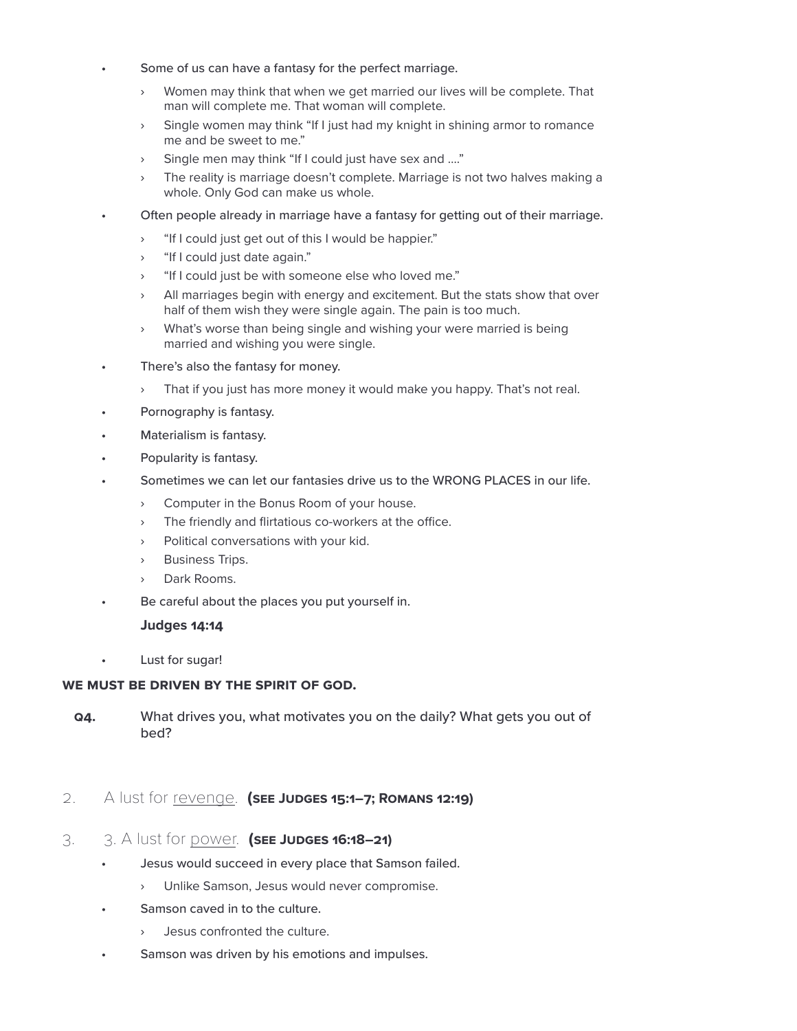- Some of us can have a fantasy for the perfect marriage.
  - Women may think that when we get married our lives will be complete. That man will complete me. That woman will complete.
  - Single women may think "If I just had my knight in shining armor to romance me and be sweet to me."
  - Single men may think "If I could just have sex and …."
  - The reality is marriage doesn't complete. Marriage is not two halves making a whole. Only God can make us whole.
- Often people already in marriage have a fantasy for getting out of their marriage.
  - "If I could just get out of this I would be happier."
  - "If I could just date again."
  - "If I could just be with someone else who loved me."
  - All marriages begin with energy and excitement. But the stats show that over half of them wish they were single again. The pain is too much.
  - What's worse than being single and wishing your were married is being married and wishing you were single.
- There's also the fantasy for money.
  - That if you just has more money it would make you happy. That's not real.
- Pornography is fantasy.
- Materialism is fantasy.
- Popularity is fantasy.
- Sometimes we can let our fantasies drive us to the WRONG PLACES in our life.
  - Computer in the Bonus Room of your house.
  - The friendly and flirtatious co-workers at the office.
  - Political conversations with your kid.
  - Business Trips.
  - Dark Rooms.
- Be careful about the places you put yourself in.

  **Judges 14:14**

- Lust for sugar!

**WE MUST BE DRIVEN BY THE SPIRIT OF GOD.**

**Q4.** What drives you, what motivates you on the daily? What gets you out of bed?

2. A lust for revenge. **(SEE JUDGES 15:1–7; ROMANS 12:19)**

3. 3. A lust for power. **(SEE JUDGES 16:18–21)**

- Jesus would succeed in every place that Samson failed.
  - Unlike Samson, Jesus would never compromise.
- Samson caved in to the culture.
  - Jesus confronted the culture.
- Samson was driven by his emotions and impulses.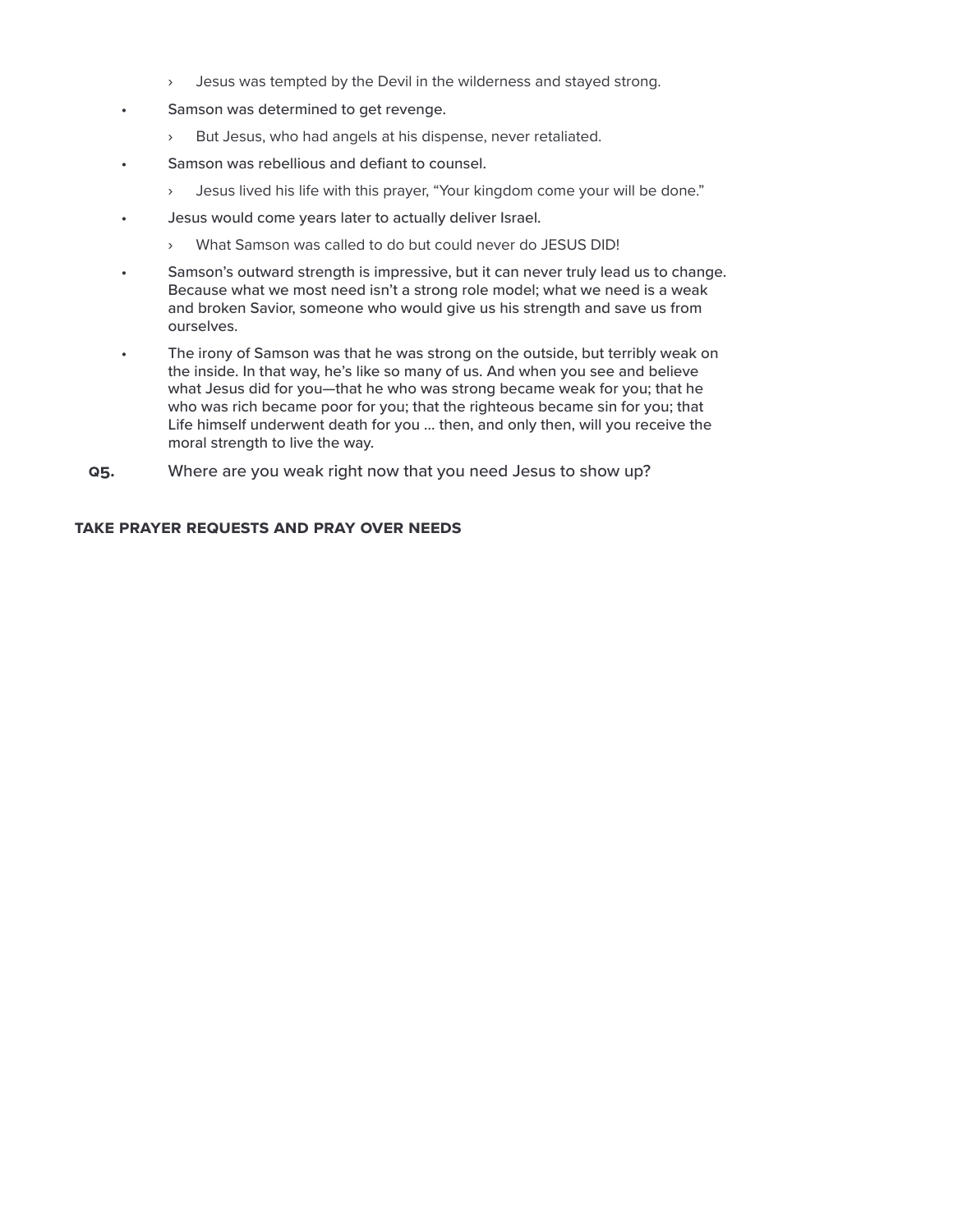- Jesus was tempted by the Devil in the wilderness and stayed strong.
- Samson was determined to get revenge.
  - But Jesus, who had angels at his dispense, never retaliated.
- Samson was rebellious and defiant to counsel.
  - Jesus lived his life with this prayer, "Your kingdom come your will be done."
- Jesus would come years later to actually deliver Israel.
  - What Samson was called to do but could never do JESUS DID!
- Samson's outward strength is impressive, but it can never truly lead us to change. Because what we most need isn't a strong role model; what we need is a weak and broken Savior, someone who would give us his strength and save us from ourselves.
- The irony of Samson was that he was strong on the outside, but terribly weak on the inside. In that way, he's like so many of us. And when you see and believe what Jesus did for you—that he who was strong became weak for you; that he who was rich became poor for you; that the righteous became sin for you; that Life himself underwent death for you ... then, and only then, will you receive the moral strength to live the way.

**Q5.** Where are you weak right now that you need Jesus to show up?

**TAKE PRAYER REQUESTS AND PRAY OVER NEEDS**